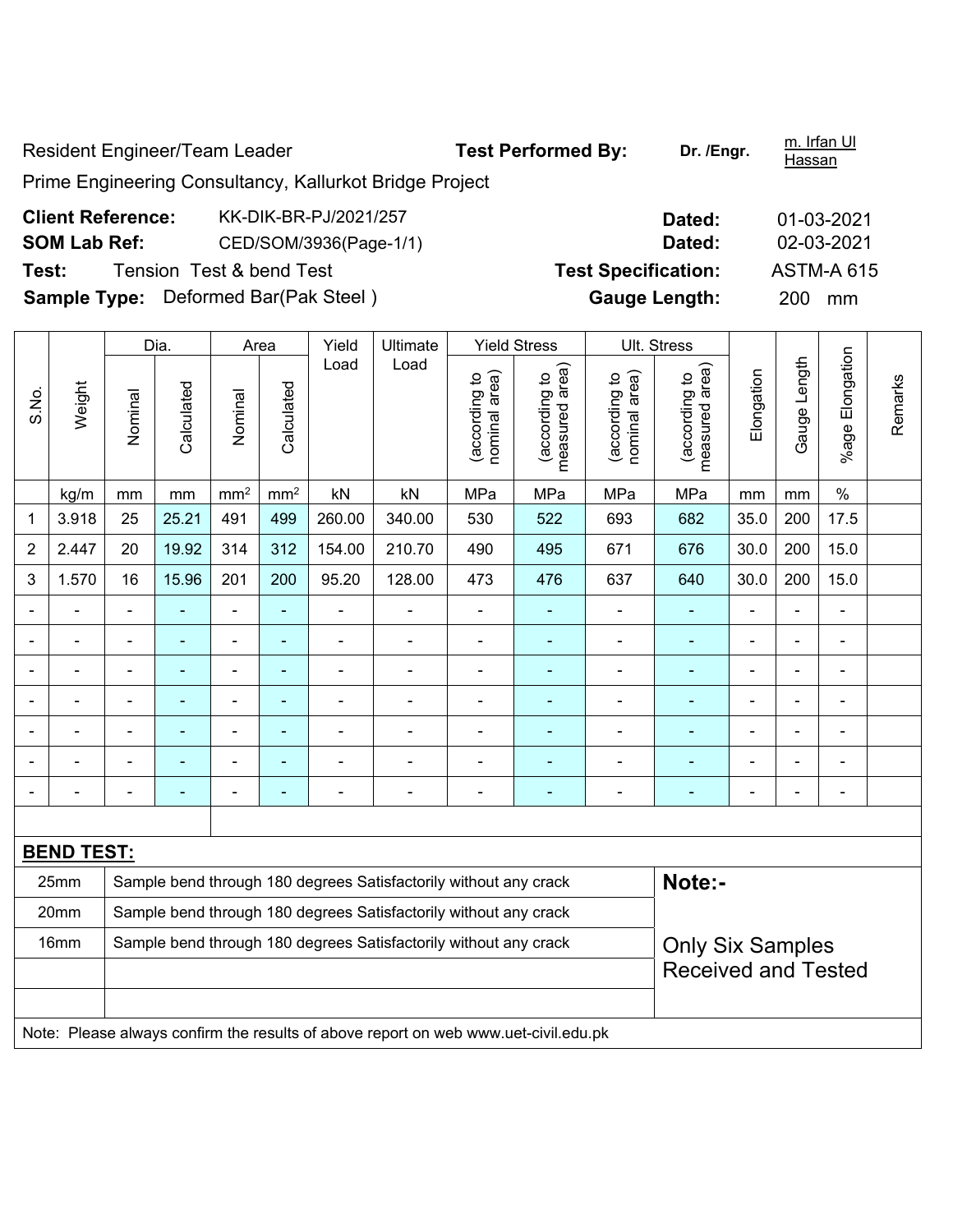Resident Engineer/Team Leader **Test Performed By:** **Dr. /Engr.** m. Irfan Ul Hassan

Prime Engineering Consultancy, Kallurkot Bridge Project

**Client Reference:** KK-DIK-BR-PJ/2021/257 **Dated:** 01-03-2021

**SOM Lab Ref:** CED/SOM/3936(Page-1/1) **Dated:** 02-03-2021

**Test:** Tension Test & bend Test **Test Specification:** ASTM-A 615

**Sample Type:** Deformed Bar(Pak Steel ) **Gauge Length:** 200 mm

| S.No. | Weight | Dia. | | Area | | Yield Load | Ultimate Load | Yield Stress | | Ult. Stress | | Elongation | Gauge Length | %age Elongation | Remarks |
|---|---|---|---|---|---|---|---|---|---|---|---|---|---|---|---|
| | | Nominal | Calculated | Nominal | Calculated | | | (according to nominal area) | (according to measured area) | (according to nominal area) | (according to measured area) | | | | |
| | kg/m | mm | mm | mm² | mm² | kN | kN | MPa | MPa | MPa | MPa | mm | mm | % | |
| 1 | 3.918 | 25 | 25.21 | 491 | 499 | 260.00 | 340.00 | 530 | 522 | 693 | 682 | 35.0 | 200 | 17.5 | |
| 2 | 2.447 | 20 | 19.92 | 314 | 312 | 154.00 | 210.70 | 490 | 495 | 671 | 676 | 30.0 | 200 | 15.0 | |
| 3 | 1.570 | 16 | 15.96 | 201 | 200 | 95.20 | 128.00 | 473 | 476 | 637 | 640 | 30.0 | 200 | 15.0 | |
| - | - | - | - | - | - | - | - | - | - | - | - | - | - | - | |
| - | - | - | - | - | - | - | - | - | - | - | - | - | - | - | |
| - | - | - | - | - | - | - | - | - | - | - | - | - | - | - | |
| - | - | - | - | - | - | - | - | - | - | - | - | - | - | - | |
| - | - | - | - | - | - | - | - | - | - | - | - | - | - | - | |
| - | - | - | - | - | - | - | - | - | - | - | - | - | - | - | |
| - | - | - | - | - | - | - | - | - | - | - | - | - | - | - | |

**BEND TEST:**

| | | |
|---|---|---|
| 25mm | Sample bend through 180 degrees Satisfactorily without any crack | **Note:-** |
| 20mm | Sample bend through 180 degrees Satisfactorily without any crack | |
| 16mm | Sample bend through 180 degrees Satisfactorily without any crack | Only Six Samples Received and Tested |
| | | |
| | | |

Note: Please always confirm the results of above report on web www.uet-civil.edu.pk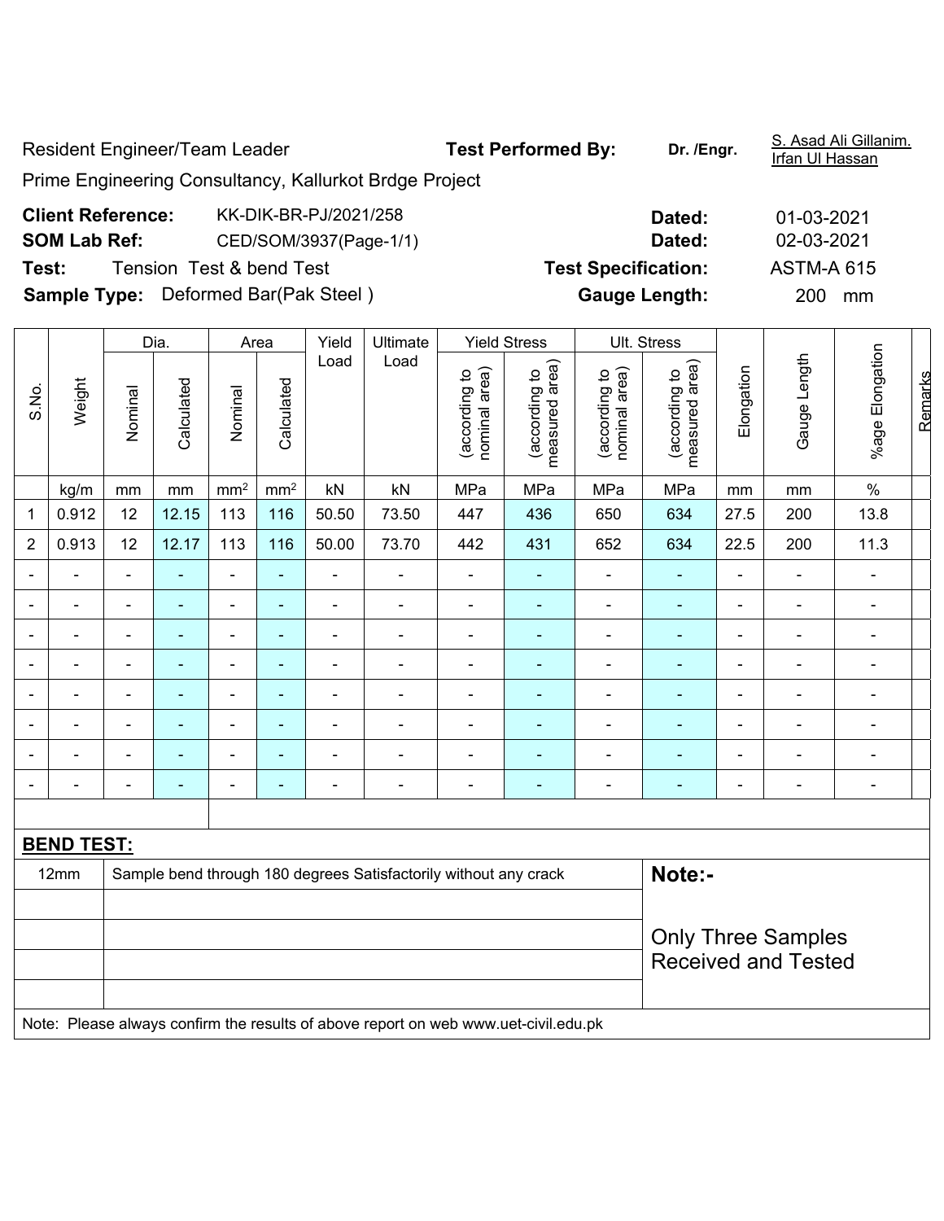Resident Engineer/Team Leader

Prime Engineering Consultancy, Kallurkot Brdge Project

**Test Performed By:** Dr. /Engr. S. Asad Ali Gillanim. Irfan Ul Hassan

**Client Reference:** KK-DIK-BR-PJ/2021/258 **Dated:** 01-03-2021

**SOM Lab Ref:** CED/SOM/3937(Page-1/1) **Dated:** 02-03-2021

**Test:** Tension Test & bend Test **Test Specification:** ASTM-A 615

**Sample Type:** Deformed Bar(Pak Steel ) **Gauge Length:** 200 mm

| S.No. | Weight | Dia. | | Area | | Yield Load | Ultimate Load | Yield Stress | | Ult. Stress | | Elongation | Gauge Length | %age Elongation | Remarks |
|---|---|---|---|---|---|---|---|---|---|---|---|---|---|---|---|
| | | Nominal | Calculated | Nominal | Calculated | | | (according to nominal area) | (according to measured area) | (according to nominal area) | (according to measured area) | | | | |
| | kg/m | mm | mm | mm$^2$ | mm$^2$ | kN | kN | MPa | MPa | MPa | MPa | mm | mm | % | |
| 1 | 0.912 | 12 | 12.15 | 113 | 116 | 50.50 | 73.50 | 447 | 436 | 650 | 634 | 27.5 | 200 | 13.8 | |
| 2 | 0.913 | 12 | 12.17 | 113 | 116 | 50.00 | 73.70 | 442 | 431 | 652 | 634 | 22.5 | 200 | 11.3 | |
| - | - | - | - | - | - | - | - | - | - | - | - | - | - | - | |
| - | - | - | - | - | - | - | - | - | - | - | - | - | - | - | |
| - | - | - | - | - | - | - | - | - | - | - | - | - | - | - | |
| - | - | - | - | - | - | - | - | - | - | - | - | - | - | - | |
| - | - | - | - | - | - | - | - | - | - | - | - | - | - | - | |
| - | - | - | - | - | - | - | - | - | - | - | - | - | - | - | |
| - | - | - | - | - | - | - | - | - | - | - | - | - | - | - | |
| - | - | - | - | - | - | - | - | - | - | - | - | - | - | - | |

**BEND TEST:**

| | |
|---|---|
| 12mm | Sample bend through 180 degrees Satisfactorily without any crack |

**Note:-**

Only Three Samples Received and Tested

Note: Please always confirm the results of above report on web www.uet-civil.edu.pk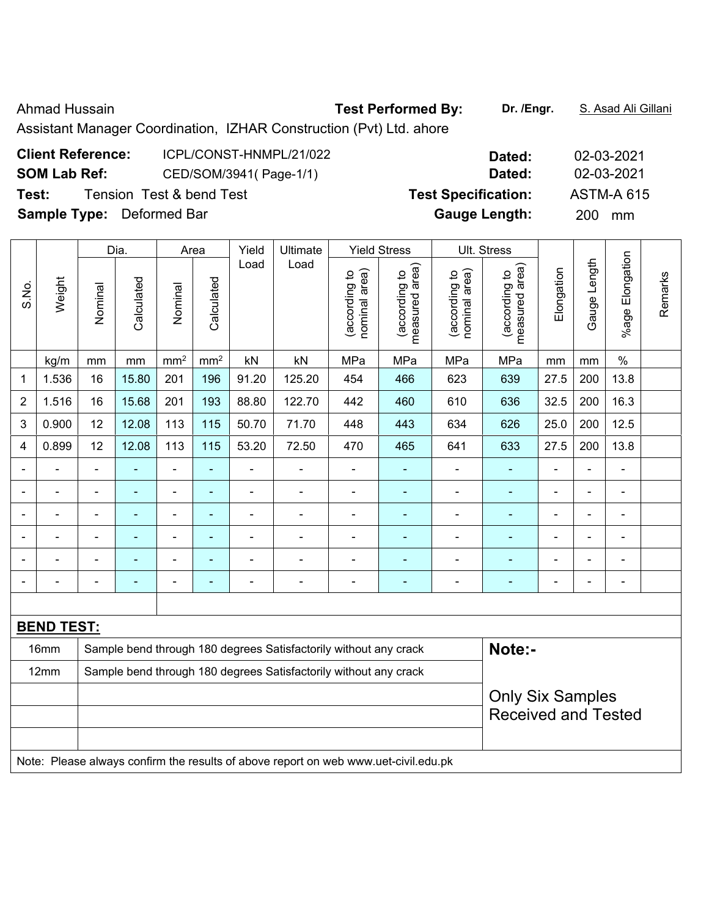Ahmad Hussain **Test Performed By:** **Dr. /Engr.** S. Asad Ali Gillani

Assistant Manager Coordination, IZHAR Construction (Pvt) Ltd. ahore

**Client Reference:** ICPL/CONST-HNMPL/21/022 **Dated:** 02-03-2021

**SOM Lab Ref:** CED/SOM/3941( Page-1/1) **Dated:** 02-03-2021

**Test:** Tension Test & bend Test **Test Specification:** ASTM-A 615

**Sample Type:** Deformed Bar **Gauge Length:** 200 mm

| S.No. | Weight | Dia. | | Area | | Yield Load | Ultimate Load | Yield Stress | | Ult. Stress | | Elongation | Gauge Length | %age Elongation | Remarks |
|---|---|---|---|---|---|---|---|---|---|---|---|---|---|---|---|
| | | Nominal | Calculated | Nominal | Calculated | | | (according to nominal area) | (according to measured area) | (according to nominal area) | (according to measured area) | | | | |
| | kg/m | mm | mm | mm² | mm² | kN | kN | MPa | MPa | MPa | MPa | mm | mm | % | |
| 1 | 1.536 | 16 | 15.80 | 201 | 196 | 91.20 | 125.20 | 454 | 466 | 623 | 639 | 27.5 | 200 | 13.8 | |
| 2 | 1.516 | 16 | 15.68 | 201 | 193 | 88.80 | 122.70 | 442 | 460 | 610 | 636 | 32.5 | 200 | 16.3 | |
| 3 | 0.900 | 12 | 12.08 | 113 | 115 | 50.70 | 71.70 | 448 | 443 | 634 | 626 | 25.0 | 200 | 12.5 | |
| 4 | 0.899 | 12 | 12.08 | 113 | 115 | 53.20 | 72.50 | 470 | 465 | 641 | 633 | 27.5 | 200 | 13.8 | |
| - | - | - | - | - | - | - | - | - | - | - | - | - | - | - | |
| - | - | - | - | - | - | - | - | - | - | - | - | - | - | - | |
| - | - | - | - | - | - | - | - | - | - | - | - | - | - | - | |
| - | - | - | - | - | - | - | - | - | - | - | - | - | - | - | |
| - | - | - | - | - | - | - | - | - | - | - | - | - | - | - | |
| - | - | - | - | - | - | - | - | - | - | - | - | - | - | - | |

**BEND TEST:**

| Size | Result |
|---|---|
| 16mm | Sample bend through 180 degrees Satisfactorily without any crack |
| 12mm | Sample bend through 180 degrees Satisfactorily without any crack |

**Note:-**

Only Six Samples Received and Tested

Note: Please always confirm the results of above report on web www.uet-civil.edu.pk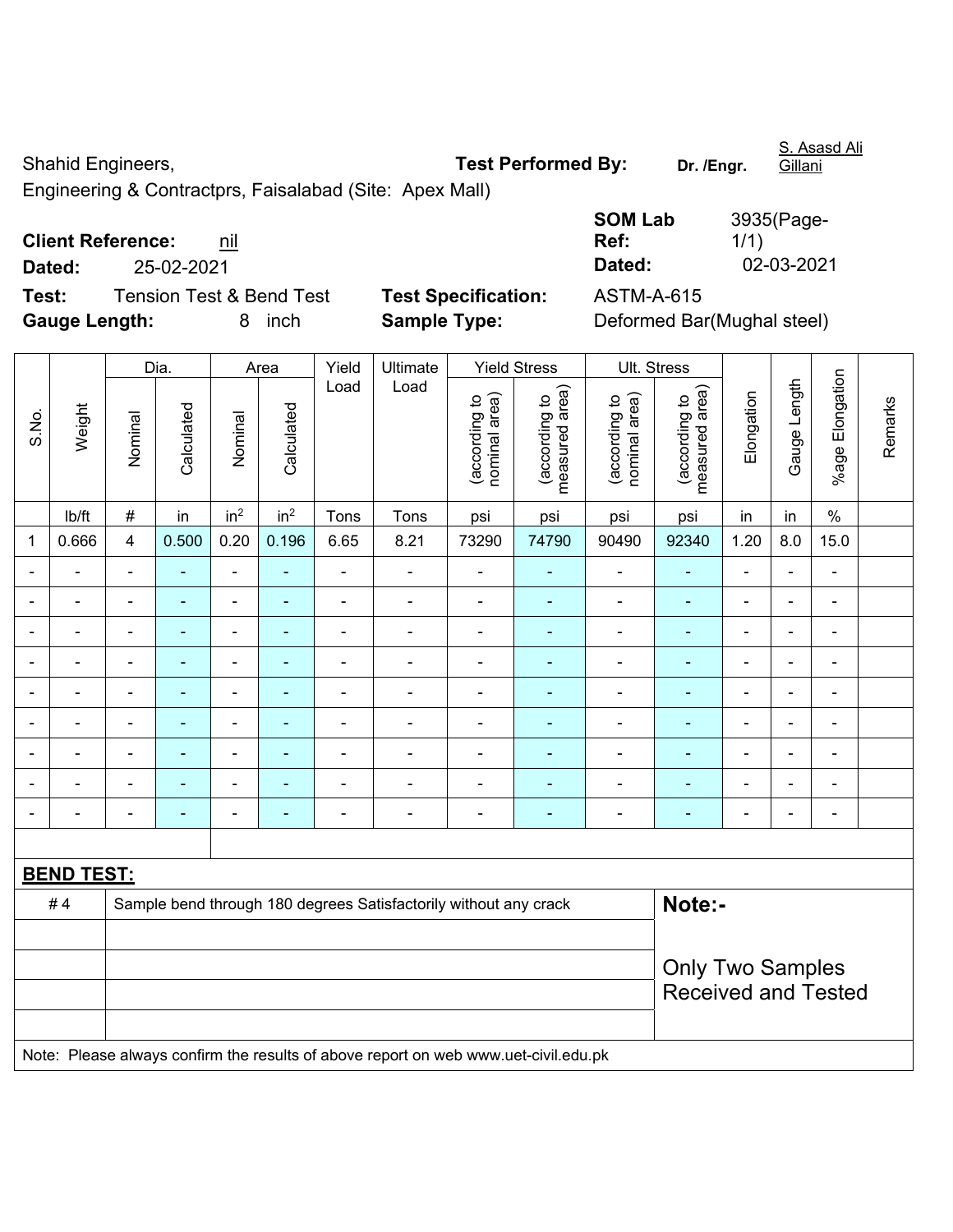Shahid Engineers, **Test Performed By:** **Dr. /Engr.** S. Asasd Ali Gillani

Engineering & Contractprs, Faisalabad (Site: Apex Mall)

**Client Reference:** nil **SOM Lab Ref:** 3935(Page-1/1)

**Dated:** 25-02-2021 **Dated:** 02-03-2021

**Test:** Tension Test & Bend Test **Test Specification:** ASTM-A-615

**Gauge Length:** 8 inch **Sample Type:** Deformed Bar(Mughal steel)

| S.No. | Weight | Dia. | | Area | | Yield Load | Ultimate Load | Yield Stress | | Ult. Stress | | Elongation | Gauge Length | %age Elongation | Remarks |
|---|---|---|---|---|---|---|---|---|---|---|---|---|---|---|---|
| | | Nominal | Calculated | Nominal | Calculated | | | (according to nominal area) | (according to measured area) | (according to nominal area) | (according to measured area) | | | | |
| | lb/ft | # | in | $in^2$ | $in^2$ | Tons | Tons | psi | psi | psi | psi | in | in | % | |
| 1 | 0.666 | 4 | 0.500 | 0.20 | 0.196 | 6.65 | 8.21 | 73290 | 74790 | 90490 | 92340 | 1.20 | 8.0 | 15.0 | |
| - | - | - | - | - | - | - | - | - | - | - | - | - | - | - | |
| - | - | - | - | - | - | - | - | - | - | - | - | - | - | - | |
| - | - | - | - | - | - | - | - | - | - | - | - | - | - | - | |
| - | - | - | - | - | - | - | - | - | - | - | - | - | - | - | |
| - | - | - | - | - | - | - | - | - | - | - | - | - | - | - | |
| - | - | - | - | - | - | - | - | - | - | - | - | - | - | - | |
| - | - | - | - | - | - | - | - | - | - | - | - | - | - | - | |
| - | - | - | - | - | - | - | - | - | - | - | - | - | - | - | |
| - | - | - | - | - | - | - | - | - | - | - | - | - | - | - | |

**BEND TEST:**

| | | |
|---|---|---|
| # 4 | Sample bend through 180 degrees Satisfactorily without any crack | **Note:-** |
| | | Only Two Samples Received and Tested |

Note: Please always confirm the results of above report on web www.uet-civil.edu.pk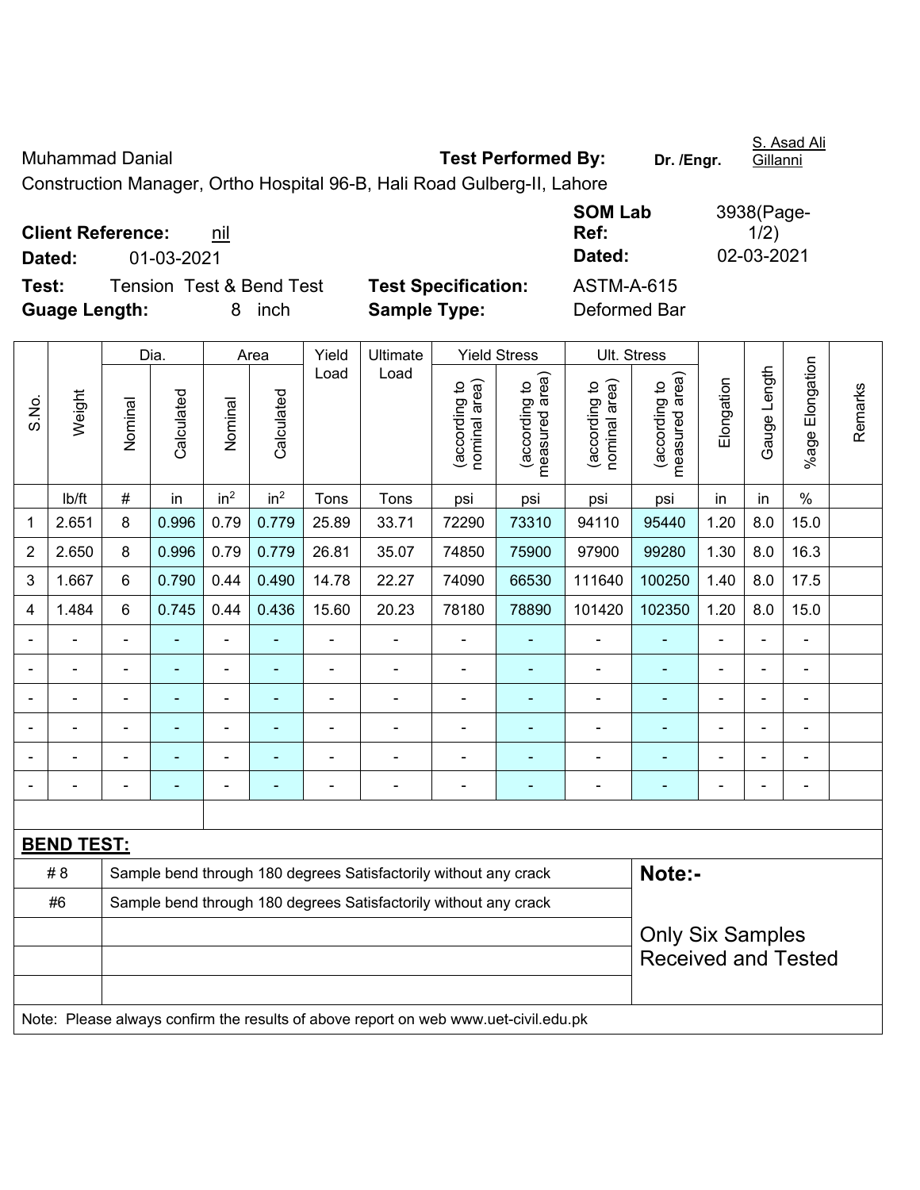Muhammad Danial **Test Performed By:** **Dr. /Engr.** S. Asad Ali Gillanni

Construction Manager, Ortho Hospital 96-B, Hali Road Gulberg-II, Lahore

**Client Reference:** nil **SOM Lab Ref:** 3938(Page-1/2)

**Dated:** 01-03-2021 **Dated:** 02-03-2021

**Test:** Tension Test & Bend Test **Test Specification:** ASTM-A-615

**Guage Length:** 8 inch **Sample Type:** Deformed Bar

| S.No. | Weight | Dia. | | Area | | Yield Load | Ultimate Load | Yield Stress | | Ult. Stress | | Elongation | Gauge Length | %age Elongation | Remarks |
|---|---|---|---|---|---|---|---|---|---|---|---|---|---|---|---|
| | | Nominal | Calculated | Nominal | Calculated | | | (according to nominal area) | (according to measured area) | (according to nominal area) | (according to measured area) | | | | |
| | lb/ft | # | in | in² | in² | Tons | Tons | psi | psi | psi | psi | in | in | % | |
| 1 | 2.651 | 8 | 0.996 | 0.79 | 0.779 | 25.89 | 33.71 | 72290 | 73310 | 94110 | 95440 | 1.20 | 8.0 | 15.0 | |
| 2 | 2.650 | 8 | 0.996 | 0.79 | 0.779 | 26.81 | 35.07 | 74850 | 75900 | 97900 | 99280 | 1.30 | 8.0 | 16.3 | |
| 3 | 1.667 | 6 | 0.790 | 0.44 | 0.490 | 14.78 | 22.27 | 74090 | 66530 | 111640 | 100250 | 1.40 | 8.0 | 17.5 | |
| 4 | 1.484 | 6 | 0.745 | 0.44 | 0.436 | 15.60 | 20.23 | 78180 | 78890 | 101420 | 102350 | 1.20 | 8.0 | 15.0 | |
| - | - | - | - | - | - | - | - | - | - | - | - | - | - | - | |
| - | - | - | - | - | - | - | - | - | - | - | - | - | - | - | |
| - | - | - | - | - | - | - | - | - | - | - | - | - | - | - | |
| - | - | - | - | - | - | - | - | - | - | - | - | - | - | - | |
| - | - | - | - | - | - | - | - | - | - | - | - | - | - | - | |
| - | - | - | - | - | - | - | - | - | - | - | - | - | - | - | |

**BEND TEST:**

| | | |
|---|---|---|
| # 8 | Sample bend through 180 degrees Satisfactorily without any crack | **Note:-** |
| #6 | Sample bend through 180 degrees Satisfactorily without any crack | Only Six Samples Received and Tested |

Note: Please always confirm the results of above report on web www.uet-civil.edu.pk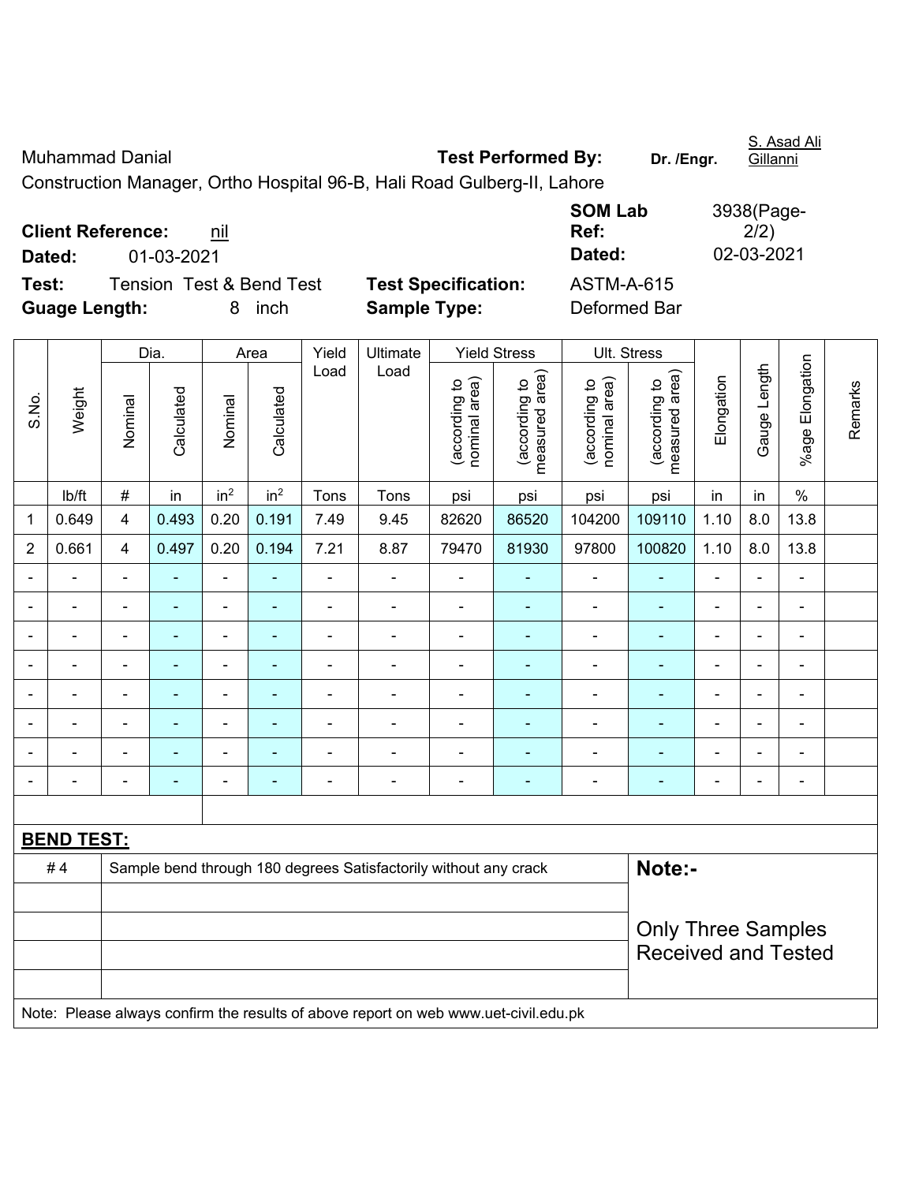Muhammad Danial

Construction Manager, Ortho Hospital 96-B, Hali Road Gulberg-II, Lahore

**Test Performed By:** **Dr. /Engr.** S. Asad Ali Gillanni

**Client Reference:** nil

**Dated:** 01-03-2021

**SOM Lab Ref:** 3938(Page-2/2)

**Dated:** 02-03-2021

**Test:** Tension Test & Bend Test

**Test Specification:** ASTM-A-615

**Guage Length:** 8 inch

**Sample Type:** Deformed Bar

| S.No. | Weight | Dia. | | Area | | Yield Load | Ultimate Load | Yield Stress | | Ult. Stress | | Elongation | Gauge Length | %age Elongation | Remarks |
|---|---|---|---|---|---|---|---|---|---|---|---|---|---|---|---|
| | | Nominal | Calculated | Nominal | Calculated | | | (according to nominal area) | (according to measured area) | (according to nominal area) | (according to measured area) | | | | |
| | lb/ft | # | in | $in^2$ | $in^2$ | Tons | Tons | psi | psi | psi | psi | in | in | % | |
| 1 | 0.649 | 4 | 0.493 | 0.20 | 0.191 | 7.49 | 9.45 | 82620 | 86520 | 104200 | 109110 | 1.10 | 8.0 | 13.8 | |
| 2 | 0.661 | 4 | 0.497 | 0.20 | 0.194 | 7.21 | 8.87 | 79470 | 81930 | 97800 | 100820 | 1.10 | 8.0 | 13.8 | |
| - | - | - | - | - | - | - | - | - | - | - | - | - | - | - | |
| - | - | - | - | - | - | - | - | - | - | - | - | - | - | - | |
| - | - | - | - | - | - | - | - | - | - | - | - | - | - | - | |
| - | - | - | - | - | - | - | - | - | - | - | - | - | - | - | |
| - | - | - | - | - | - | - | - | - | - | - | - | - | - | - | |
| - | - | - | - | - | - | - | - | - | - | - | - | - | - | - | |
| - | - | - | - | - | - | - | - | - | - | - | - | - | - | - | |
| - | - | - | - | - | - | - | - | - | - | - | - | - | - | - | |

**BEND TEST:**

| | | |
|---|---|---|
| # 4 | Sample bend through 180 degrees Satisfactorily without any crack | **Note:-** |
| | | Only Three Samples Received and Tested |

Note: Please always confirm the results of above report on web www.uet-civil.edu.pk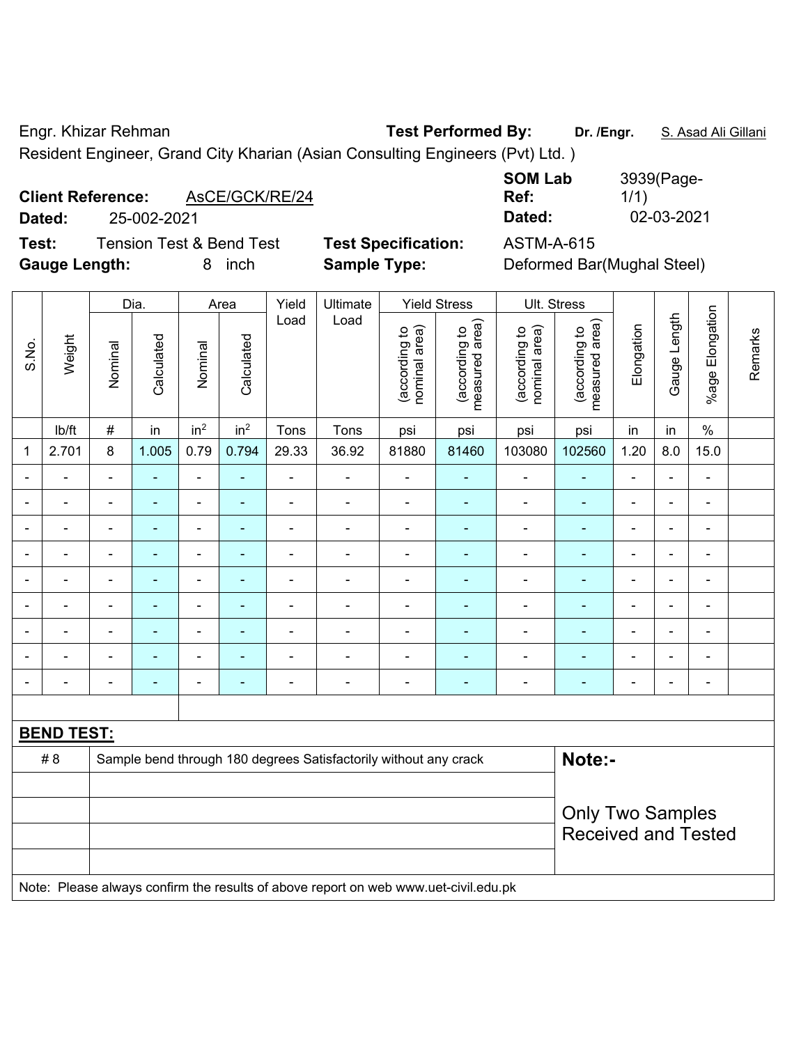Engr. Khizar Rehman **Test Performed By:** **Dr. /Engr.** S. Asad Ali Gillani

Resident Engineer, Grand City Kharian (Asian Consulting Engineers (Pvt) Ltd. )

**Client Reference:** AsCE/GCK/RE/24 **SOM Lab Ref:** 3939(Page-1/1)

**Dated:** 25-002-2021 **Dated:** 02-03-2021

**Test:** Tension Test & Bend Test **Test Specification:** ASTM-A-615

**Gauge Length:** 8 inch **Sample Type:** Deformed Bar(Mughal Steel)

| S.No. | Weight | Dia. | | Area | | Yield Load | Ultimate Load | Yield Stress | | Ult. Stress | | Elongation | Gauge Length | %age Elongation | Remarks |
|---|---|---|---|---|---|---|---|---|---|---|---|---|---|---|---|
| | | Nominal | Calculated | Nominal | Calculated | | | (according to nominal area) | (according to measured area) | (according to nominal area) | (according to measured area) | | | | |
| | lb/ft | # | in | in$^2$ | in$^2$ | Tons | Tons | psi | psi | psi | psi | in | in | % | |
| 1 | 2.701 | 8 | 1.005 | 0.79 | 0.794 | 29.33 | 36.92 | 81880 | 81460 | 103080 | 102560 | 1.20 | 8.0 | 15.0 | |
| - | - | - | - | - | - | - | - | - | - | - | - | - | - | - | |
| - | - | - | - | - | - | - | - | - | - | - | - | - | - | - | |
| - | - | - | - | - | - | - | - | - | - | - | - | - | - | - | |
| - | - | - | - | - | - | - | - | - | - | - | - | - | - | - | |
| - | - | - | - | - | - | - | - | - | - | - | - | - | - | - | |
| - | - | - | - | - | - | - | - | - | - | - | - | - | - | - | |
| - | - | - | - | - | - | - | - | - | - | - | - | - | - | - | |
| - | - | - | - | - | - | - | - | - | - | - | - | - | - | - | |
| - | - | - | - | - | - | - | - | - | - | - | - | - | - | - | |

**BEND TEST:**

| | | |
|---|---|---|
| # 8 | Sample bend through 180 degrees Satisfactorily without any crack | **Note:-** Only Two Samples Received and Tested |

Note: Please always confirm the results of above report on web www.uet-civil.edu.pk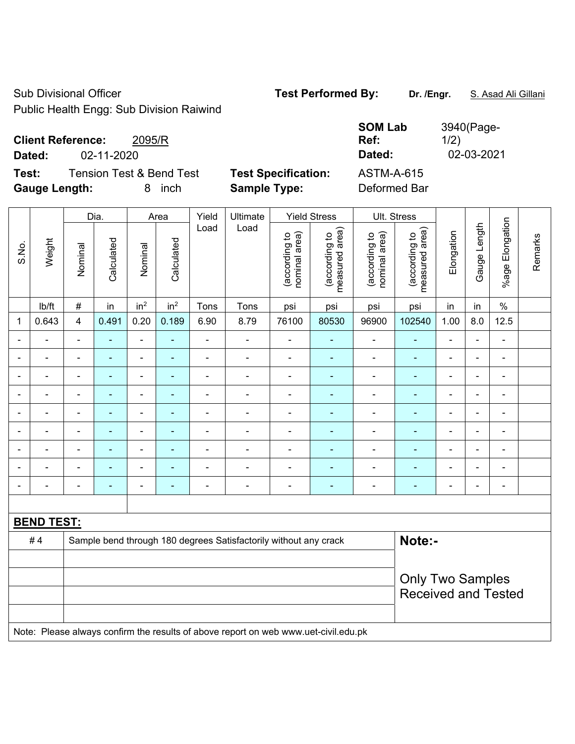Sub Divisional Officer
Public Health Engg: Sub Division Raiwind

**Test Performed By:** **Dr. /Engr.** S. Asad Ali Gillani

**Client Reference:** 2095/R
**Dated:** 02-11-2020

**SOM Lab Ref:** 3940(Page-1/2)
**Dated:** 02-03-2021

**Test:** Tension Test & Bend Test
**Gauge Length:** 8 inch

**Test Specification:** ASTM-A-615
**Sample Type:** Deformed Bar

| S.No. | Weight | Dia. | | Area | | Yield Load | Ultimate Load | Yield Stress | | Ult. Stress | | Elongation | Gauge Length | %age Elongation | Remarks |
|---|---|---|---|---|---|---|---|---|---|---|---|---|---|---|---|
| | | Nominal | Calculated | Nominal | Calculated | | | (according to nominal area) | (according to measured area) | (according to nominal area) | (according to measured area) | | | | |
| | lb/ft | # | in | $in^2$ | $in^2$ | Tons | Tons | psi | psi | psi | psi | in | in | % | |
| 1 | 0.643 | 4 | 0.491 | 0.20 | 0.189 | 6.90 | 8.79 | 76100 | 80530 | 96900 | 102540 | 1.00 | 8.0 | 12.5 | |
| - | - | - | - | - | - | - | - | - | - | - | - | - | - | - | |
| - | - | - | - | - | - | - | - | - | - | - | - | - | - | - | |
| - | - | - | - | - | - | - | - | - | - | - | - | - | - | - | |
| - | - | - | - | - | - | - | - | - | - | - | - | - | - | - | |
| - | - | - | - | - | - | - | - | - | - | - | - | - | - | - | |
| - | - | - | - | - | - | - | - | - | - | - | - | - | - | - | |
| - | - | - | - | - | - | - | - | - | - | - | - | - | - | - | |
| - | - | - | - | - | - | - | - | - | - | - | - | - | - | - | |
| - | - | - | - | - | - | - | - | - | - | - | - | - | - | - | |

**BEND TEST:**

| | | |
|---|---|---|
| # 4 | Sample bend through 180 degrees Satisfactorily without any crack | **Note:-** |
| | | Only Two Samples Received and Tested |

Note: Please always confirm the results of above report on web www.uet-civil.edu.pk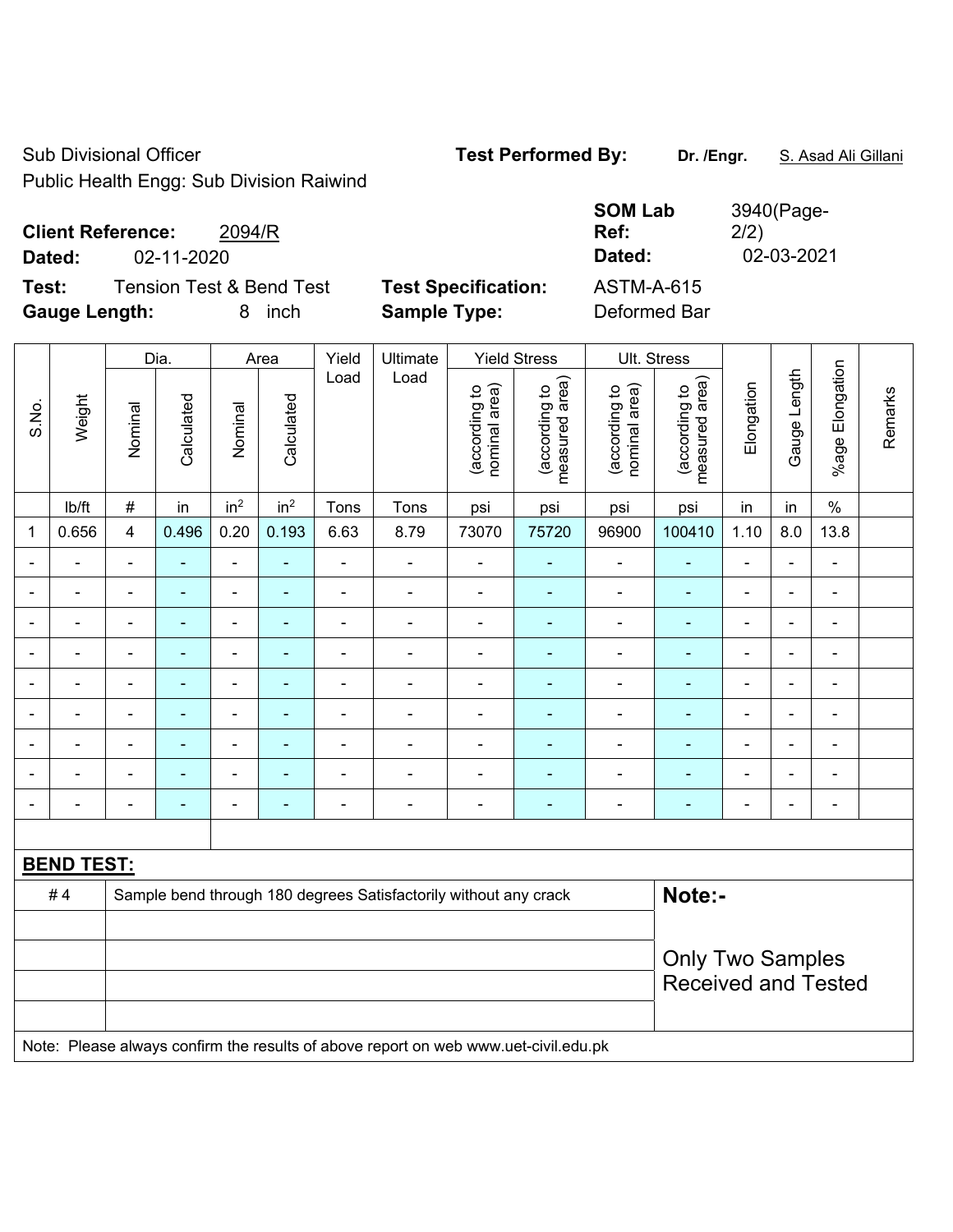Sub Divisional Officer
Public Health Engg: Sub Division Raiwind

**Test Performed By:** **Dr. /Engr.** S. Asad Ali Gillani

**Client Reference:** 2094/R
**Dated:** 02-11-2020

**SOM Lab Ref:** 3940(Page-2/2)
**Dated:** 02-03-2021

**Test:** Tension Test & Bend Test
**Gauge Length:** 8 inch

**Test Specification:** ASTM-A-615
**Sample Type:** Deformed Bar

| S.No. | Weight | Dia. | | Area | | Yield Load | Ultimate Load | Yield Stress | | Ult. Stress | | Elongation | Gauge Length | %age Elongation | Remarks |
|---|---|---|---|---|---|---|---|---|---|---|---|---|---|---|---|
| | | Nominal | Calculated | Nominal | Calculated | | | (according to nominal area) | (according to measured area) | (according to nominal area) | (according to measured area) | | | | |
| | lb/ft | # | in | in$^2$ | in$^2$ | Tons | Tons | psi | psi | psi | psi | in | in | % | |
| 1 | 0.656 | 4 | 0.496 | 0.20 | 0.193 | 6.63 | 8.79 | 73070 | 75720 | 96900 | 100410 | 1.10 | 8.0 | 13.8 | |
| - | - | - | - | - | - | - | - | - | - | - | - | - | - | - | |
| - | - | - | - | - | - | - | - | - | - | - | - | - | - | - | |
| - | - | - | - | - | - | - | - | - | - | - | - | - | - | - | |
| - | - | - | - | - | - | - | - | - | - | - | - | - | - | - | |
| - | - | - | - | - | - | - | - | - | - | - | - | - | - | - | |
| - | - | - | - | - | - | - | - | - | - | - | - | - | - | - | |
| - | - | - | - | - | - | - | - | - | - | - | - | - | - | - | |
| - | - | - | - | - | - | - | - | - | - | - | - | - | - | - | |
| - | - | - | - | - | - | - | - | - | - | - | - | - | - | - | |

**BEND TEST:**

| | | |
|---|---|---|
| # 4 | Sample bend through 180 degrees Satisfactorily without any crack | **Note:-** |
| | | |
| | | Only Two Samples Received and Tested |
| | | |
| | | |

Note: Please always confirm the results of above report on web www.uet-civil.edu.pk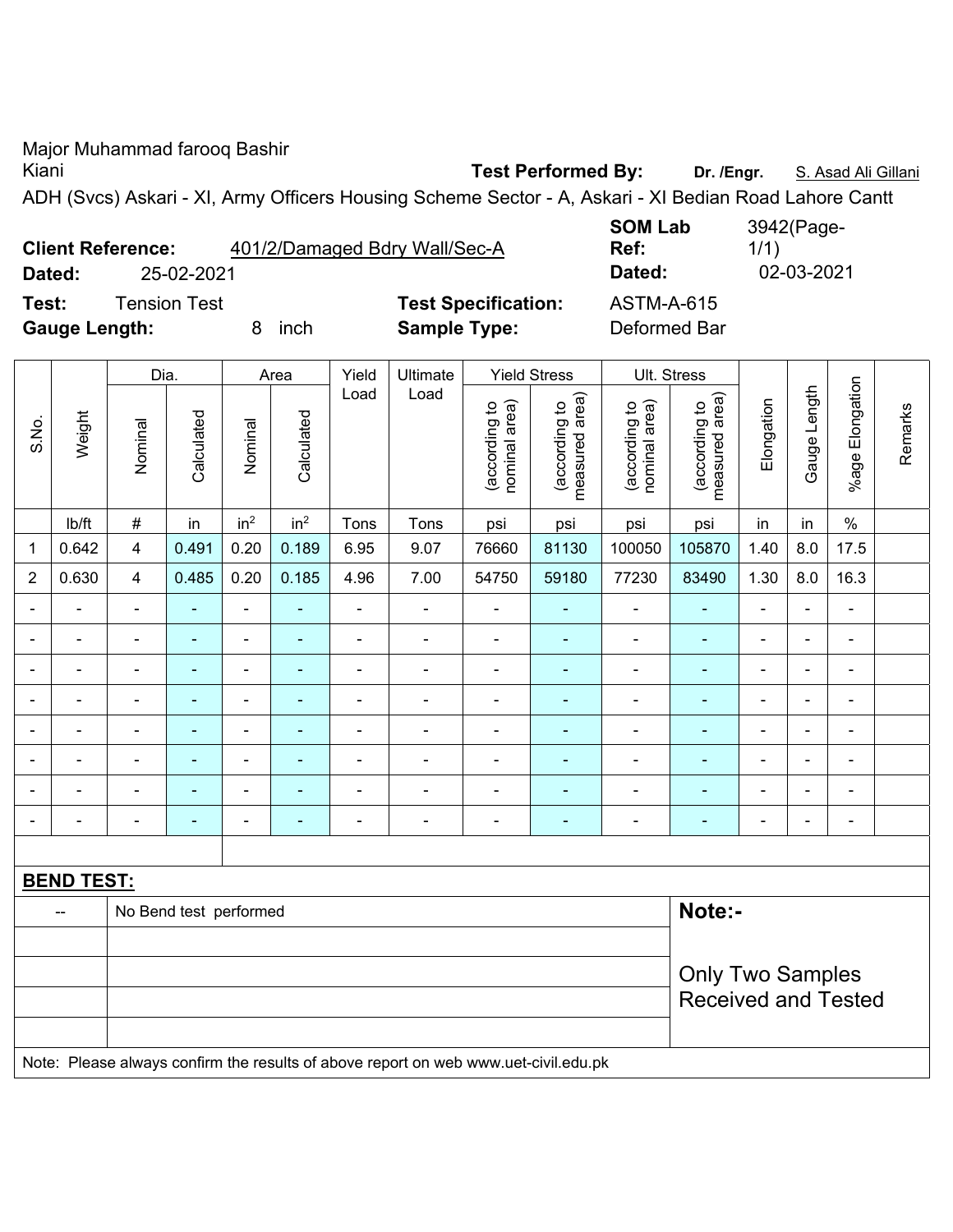Major Muhammad farooq Bashir Kiani

**Test Performed By:** **Dr. /Engr.** S. Asad Ali Gillani

ADH (Svcs) Askari - XI, Army Officers Housing Scheme Sector - A, Askari - XI Bedian Road Lahore Cantt

**Client Reference:** 401/2/Damaged Bdry Wall/Sec-A

**Dated:** 25-02-2021

**SOM Lab Ref:** 3942(Page-1/1)

**Dated:** 02-03-2021

**Test:** Tension Test

**Test Specification:** ASTM-A-615

**Gauge Length:** 8 inch

**Sample Type:** Deformed Bar

| S.No. | Weight | Dia. | | Area | | Yield Load | Ultimate Load | Yield Stress | | Ult. Stress | | Elongation | Gauge Length | %age Elongation | Remarks |
|---|---|---|---|---|---|---|---|---|---|---|---|---|---|---|---|
| | | Nominal | Calculated | Nominal | Calculated | | | (according to nominal area) | (according to measured area) | (according to nominal area) | (according to measured area) | | | | |
| | lb/ft | # | in | in$^2$ | in$^2$ | Tons | Tons | psi | psi | psi | psi | in | in | % | |
| 1 | 0.642 | 4 | 0.491 | 0.20 | 0.189 | 6.95 | 9.07 | 76660 | 81130 | 100050 | 105870 | 1.40 | 8.0 | 17.5 | |
| 2 | 0.630 | 4 | 0.485 | 0.20 | 0.185 | 4.96 | 7.00 | 54750 | 59180 | 77230 | 83490 | 1.30 | 8.0 | 16.3 | |
| - | - | - | - | - | - | - | - | - | - | - | - | - | - | - | |
| - | - | - | - | - | - | - | - | - | - | - | - | - | - | - | |
| - | - | - | - | - | - | - | - | - | - | - | - | - | - | - | |
| - | - | - | - | - | - | - | - | - | - | - | - | - | - | - | |
| - | - | - | - | - | - | - | - | - | - | - | - | - | - | - | |
| - | - | - | - | - | - | - | - | - | - | - | - | - | - | - | |
| - | - | - | - | - | - | - | - | - | - | - | - | - | - | - | |
| - | - | - | - | - | - | - | - | - | - | - | - | - | - | - | |

**BEND TEST:**

| | |
|---|---|
| -- | No Bend test performed |

**Note:-**

Only Two Samples Received and Tested

Note: Please always confirm the results of above report on web www.uet-civil.edu.pk